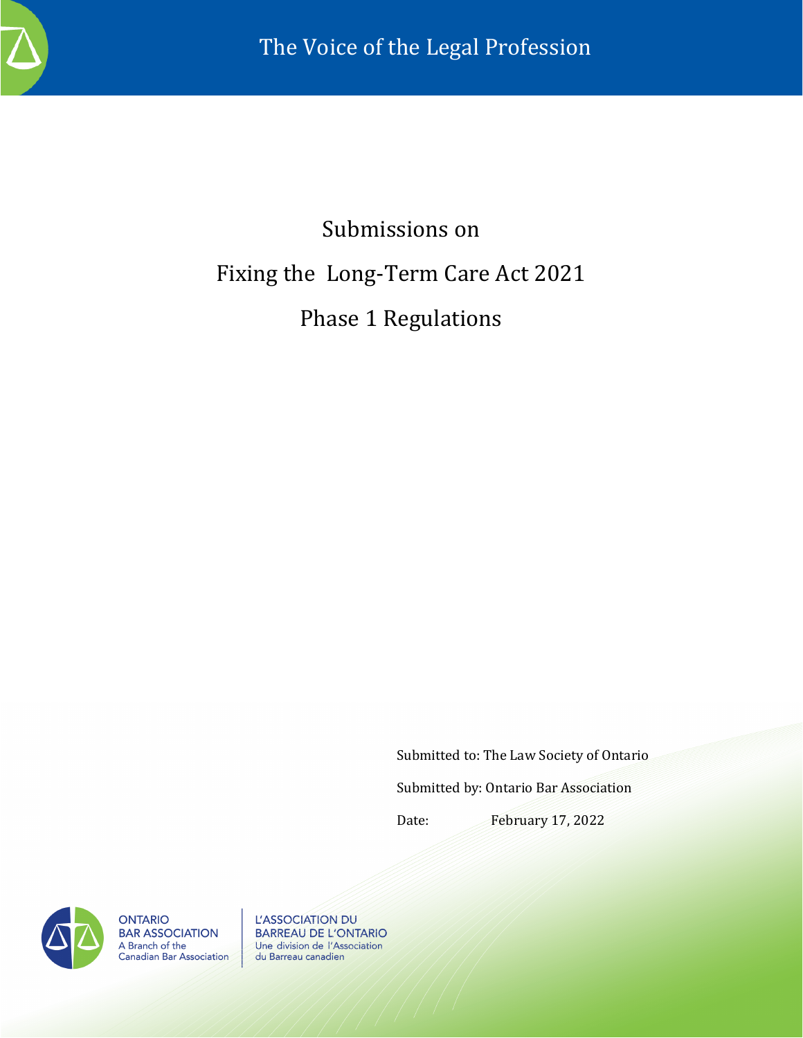The Voice of the Legal Profession

# Submissions on

# Fixing the Long-Term Care Act 2021

# Phase 1 Regulations

Submitted to: The Law Society of Ontario

Submitted by: Ontario Bar Association

Date: February 17, 2022

ONTARIO BAR ASSOCIATION
A Branch of the Canadian Bar Association

L'ASSOCIATION DU BARREAU DE L'ONTARIO
Une division de l'Association du Barreau canadien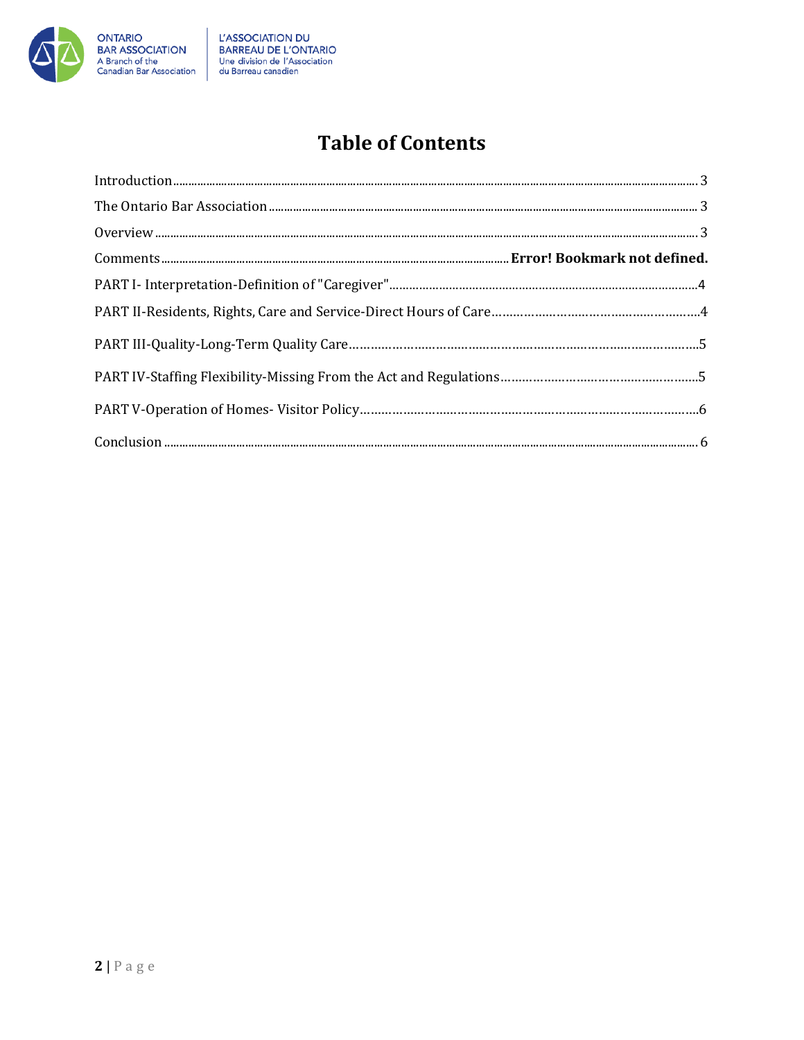# Table of Contents

Introduction .......... 3

The Ontario Bar Association .......... 3

Overview .......... 3

Comments .......... **Error! Bookmark not defined.**

PART I- Interpretation-Definition of "Caregiver" .......... 4

PART II-Residents, Rights, Care and Service-Direct Hours of Care .......... 4

PART III-Quality-Long-Term Quality Care .......... 5

PART IV-Staffing Flexibility-Missing From the Act and Regulations .......... 5

PART V-Operation of Homes- Visitor Policy .......... 6

Conclusion .......... 6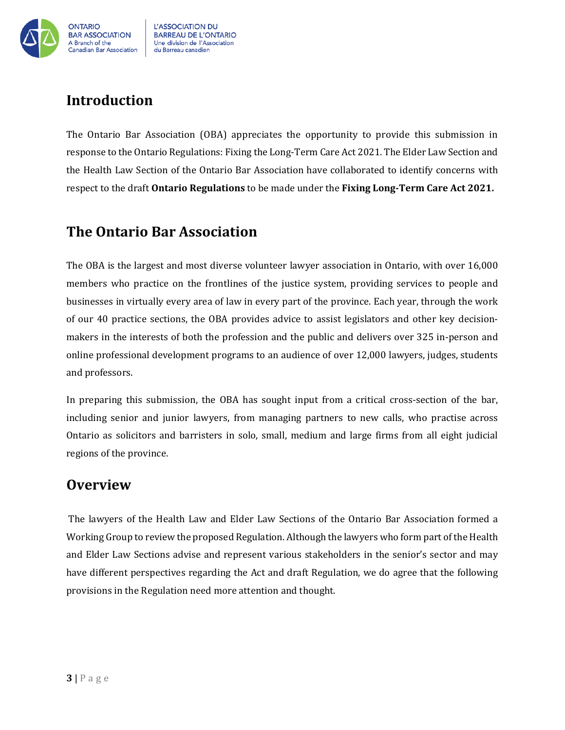## Introduction

The Ontario Bar Association (OBA) appreciates the opportunity to provide this submission in response to the Ontario Regulations: Fixing the Long-Term Care Act 2021. The Elder Law Section and the Health Law Section of the Ontario Bar Association have collaborated to identify concerns with respect to the draft **Ontario Regulations** to be made under the **Fixing Long-Term Care Act 2021.**

## The Ontario Bar Association

The OBA is the largest and most diverse volunteer lawyer association in Ontario, with over 16,000 members who practice on the frontlines of the justice system, providing services to people and businesses in virtually every area of law in every part of the province. Each year, through the work of our 40 practice sections, the OBA provides advice to assist legislators and other key decision-makers in the interests of both the profession and the public and delivers over 325 in-person and online professional development programs to an audience of over 12,000 lawyers, judges, students and professors.

In preparing this submission, the OBA has sought input from a critical cross-section of the bar, including senior and junior lawyers, from managing partners to new calls, who practise across Ontario as solicitors and barristers in solo, small, medium and large firms from all eight judicial regions of the province.

## Overview

The lawyers of the Health Law and Elder Law Sections of the Ontario Bar Association formed a Working Group to review the proposed Regulation. Although the lawyers who form part of the Health and Elder Law Sections advise and represent various stakeholders in the senior's sector and may have different perspectives regarding the Act and draft Regulation, we do agree that the following provisions in the Regulation need more attention and thought.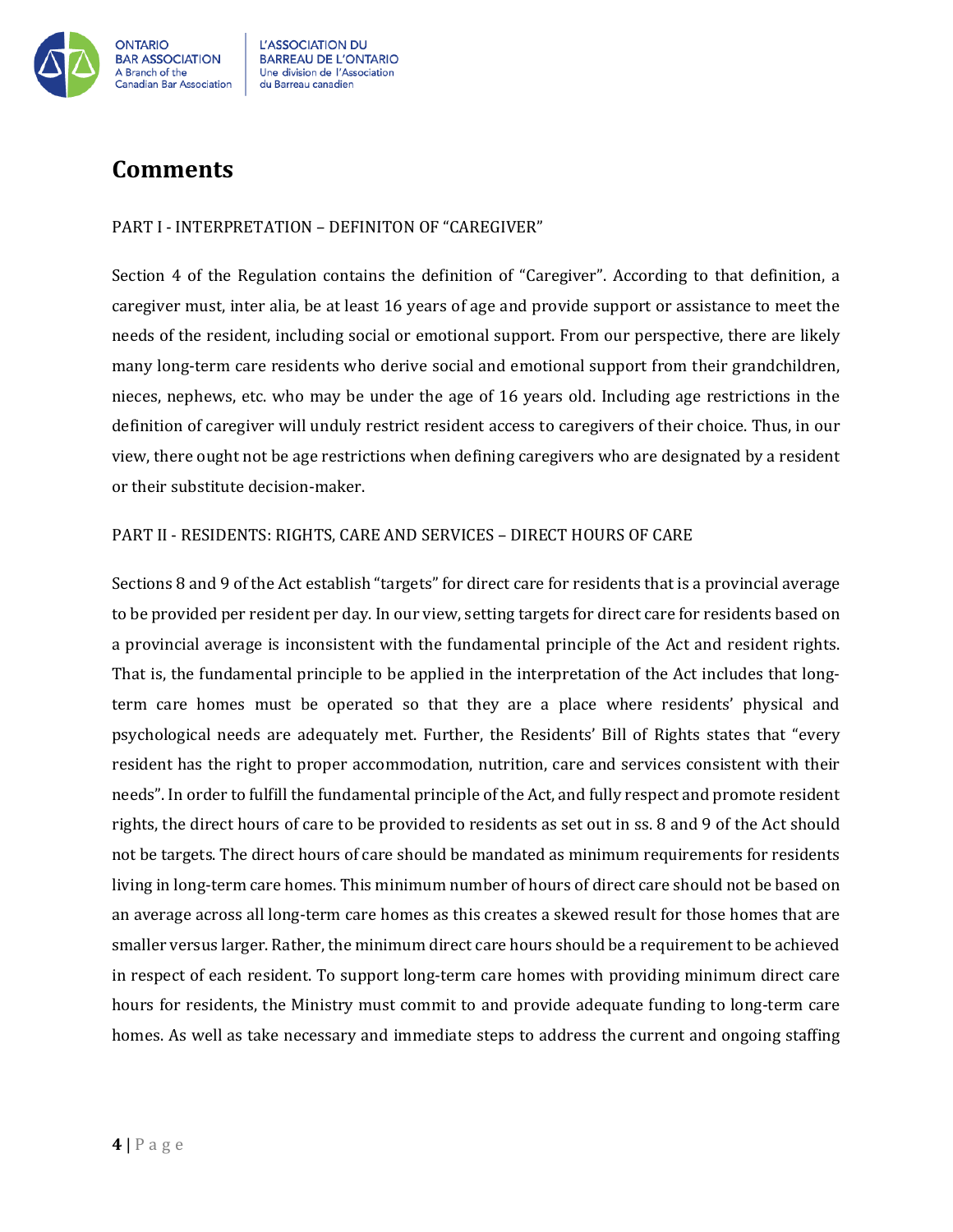# Comments

PART I - INTERPRETATION – DEFINITON OF "CAREGIVER"

Section 4 of the Regulation contains the definition of "Caregiver". According to that definition, a caregiver must, inter alia, be at least 16 years of age and provide support or assistance to meet the needs of the resident, including social or emotional support. From our perspective, there are likely many long-term care residents who derive social and emotional support from their grandchildren, nieces, nephews, etc. who may be under the age of 16 years old. Including age restrictions in the definition of caregiver will unduly restrict resident access to caregivers of their choice. Thus, in our view, there ought not be age restrictions when defining caregivers who are designated by a resident or their substitute decision-maker.

PART II - RESIDENTS: RIGHTS, CARE AND SERVICES – DIRECT HOURS OF CARE

Sections 8 and 9 of the Act establish "targets" for direct care for residents that is a provincial average to be provided per resident per day. In our view, setting targets for direct care for residents based on a provincial average is inconsistent with the fundamental principle of the Act and resident rights. That is, the fundamental principle to be applied in the interpretation of the Act includes that long-term care homes must be operated so that they are a place where residents' physical and psychological needs are adequately met. Further, the Residents' Bill of Rights states that "every resident has the right to proper accommodation, nutrition, care and services consistent with their needs". In order to fulfill the fundamental principle of the Act, and fully respect and promote resident rights, the direct hours of care to be provided to residents as set out in ss. 8 and 9 of the Act should not be targets. The direct hours of care should be mandated as minimum requirements for residents living in long-term care homes. This minimum number of hours of direct care should not be based on an average across all long-term care homes as this creates a skewed result for those homes that are smaller versus larger. Rather, the minimum direct care hours should be a requirement to be achieved in respect of each resident. To support long-term care homes with providing minimum direct care hours for residents, the Ministry must commit to and provide adequate funding to long-term care homes. As well as take necessary and immediate steps to address the current and ongoing staffing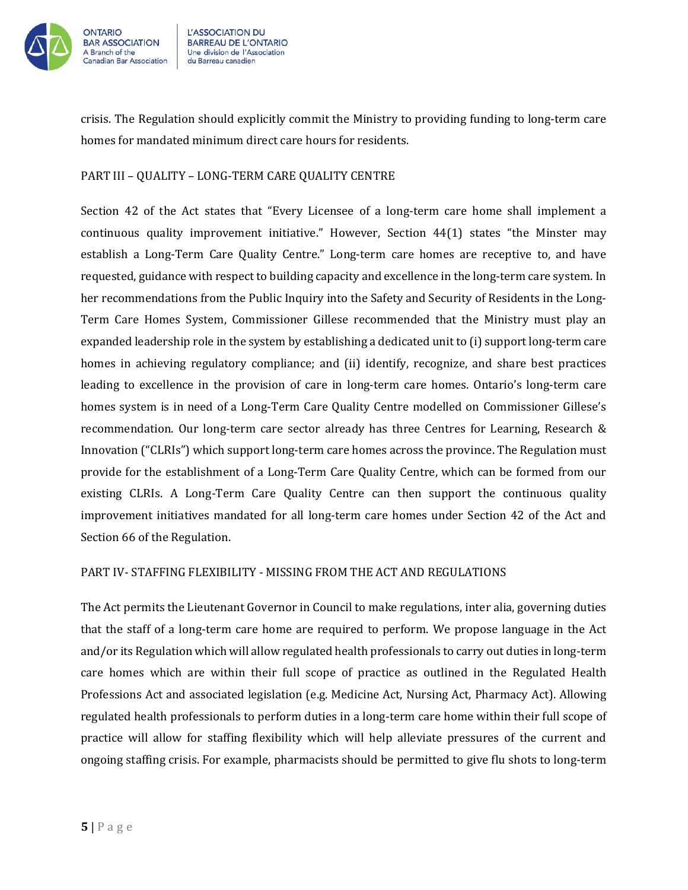crisis. The Regulation should explicitly commit the Ministry to providing funding to long-term care homes for mandated minimum direct care hours for residents.

## PART III – QUALITY – LONG-TERM CARE QUALITY CENTRE

Section 42 of the Act states that "Every Licensee of a long-term care home shall implement a continuous quality improvement initiative." However, Section 44(1) states "the Minster may establish a Long-Term Care Quality Centre." Long-term care homes are receptive to, and have requested, guidance with respect to building capacity and excellence in the long-term care system. In her recommendations from the Public Inquiry into the Safety and Security of Residents in the Long-Term Care Homes System, Commissioner Gillese recommended that the Ministry must play an expanded leadership role in the system by establishing a dedicated unit to (i) support long-term care homes in achieving regulatory compliance; and (ii) identify, recognize, and share best practices leading to excellence in the provision of care in long-term care homes. Ontario's long-term care homes system is in need of a Long-Term Care Quality Centre modelled on Commissioner Gillese's recommendation. Our long-term care sector already has three Centres for Learning, Research & Innovation ("CLRIs") which support long-term care homes across the province. The Regulation must provide for the establishment of a Long-Term Care Quality Centre, which can be formed from our existing CLRIs. A Long-Term Care Quality Centre can then support the continuous quality improvement initiatives mandated for all long-term care homes under Section 42 of the Act and Section 66 of the Regulation.

## PART IV- STAFFING FLEXIBILITY - MISSING FROM THE ACT AND REGULATIONS

The Act permits the Lieutenant Governor in Council to make regulations, inter alia, governing duties that the staff of a long-term care home are required to perform. We propose language in the Act and/or its Regulation which will allow regulated health professionals to carry out duties in long-term care homes which are within their full scope of practice as outlined in the Regulated Health Professions Act and associated legislation (e.g. Medicine Act, Nursing Act, Pharmacy Act). Allowing regulated health professionals to perform duties in a long-term care home within their full scope of practice will allow for staffing flexibility which will help alleviate pressures of the current and ongoing staffing crisis. For example, pharmacists should be permitted to give flu shots to long-term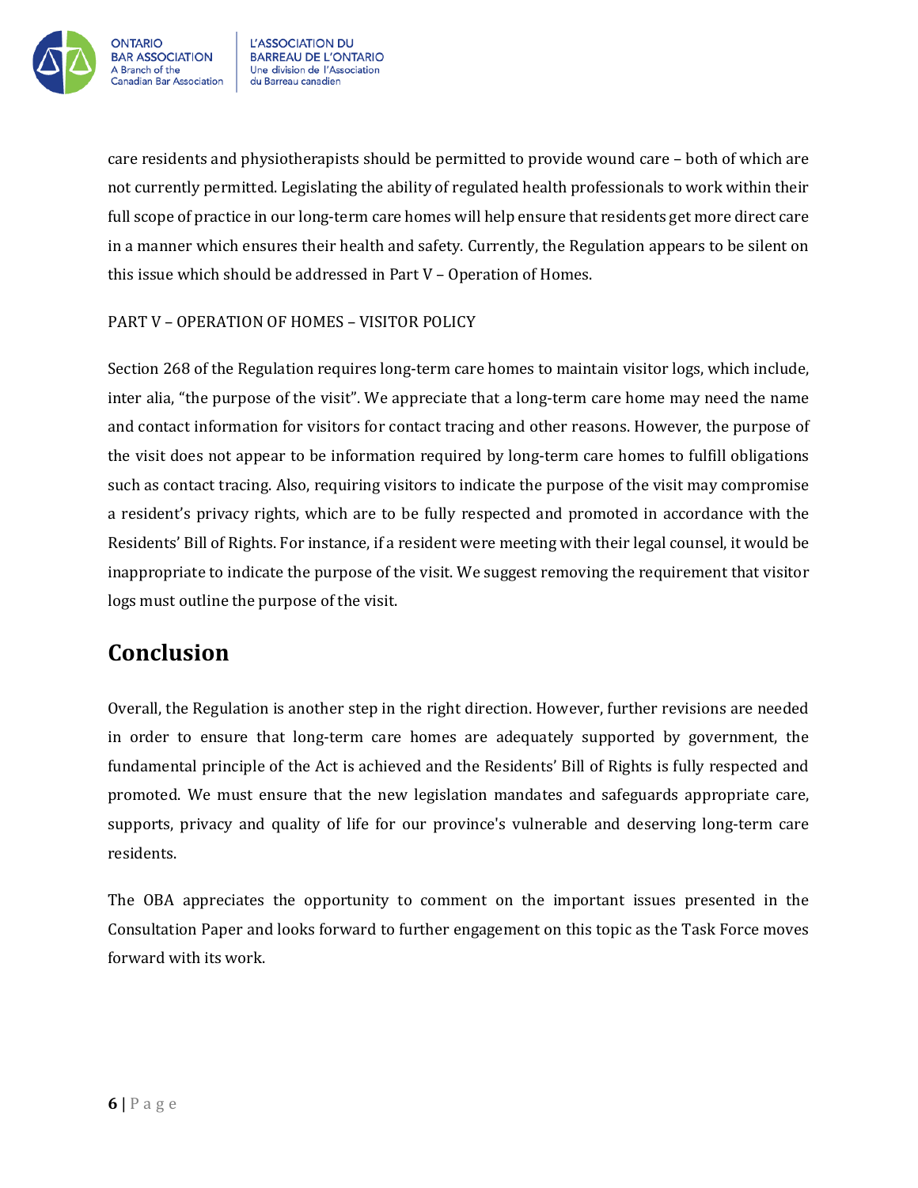care residents and physiotherapists should be permitted to provide wound care – both of which are not currently permitted. Legislating the ability of regulated health professionals to work within their full scope of practice in our long-term care homes will help ensure that residents get more direct care in a manner which ensures their health and safety. Currently, the Regulation appears to be silent on this issue which should be addressed in Part V – Operation of Homes.

PART V – OPERATION OF HOMES – VISITOR POLICY

Section 268 of the Regulation requires long-term care homes to maintain visitor logs, which include, inter alia, "the purpose of the visit". We appreciate that a long-term care home may need the name and contact information for visitors for contact tracing and other reasons. However, the purpose of the visit does not appear to be information required by long-term care homes to fulfill obligations such as contact tracing. Also, requiring visitors to indicate the purpose of the visit may compromise a resident's privacy rights, which are to be fully respected and promoted in accordance with the Residents' Bill of Rights. For instance, if a resident were meeting with their legal counsel, it would be inappropriate to indicate the purpose of the visit. We suggest removing the requirement that visitor logs must outline the purpose of the visit.

## Conclusion

Overall, the Regulation is another step in the right direction. However, further revisions are needed in order to ensure that long-term care homes are adequately supported by government, the fundamental principle of the Act is achieved and the Residents' Bill of Rights is fully respected and promoted. We must ensure that the new legislation mandates and safeguards appropriate care, supports, privacy and quality of life for our province's vulnerable and deserving long-term care residents.

The OBA appreciates the opportunity to comment on the important issues presented in the Consultation Paper and looks forward to further engagement on this topic as the Task Force moves forward with its work.